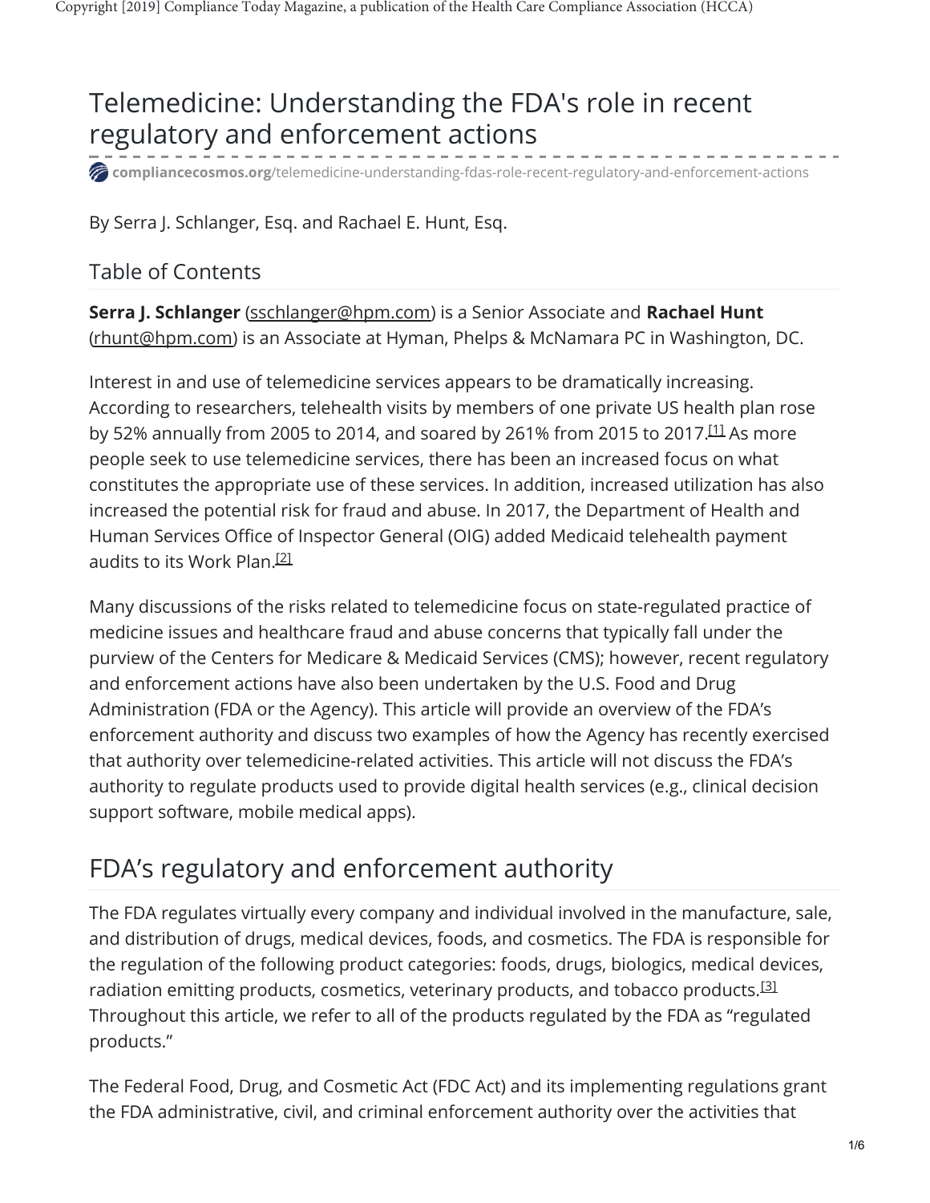# Telemedicine: Understanding the FDA's role in recent regulatory and enforcement actions

**compliancecosmos.org**/telemedicine-understanding-fdas-role-recent-regulatory-and-enforcement-actions

By Serra J. Schlanger, Esq. and Rachael E. Hunt, Esq.

## Table of Contents

**Serra J. Schlanger** (sschlanger@hpm.com) is a Senior Associate and **Rachael Hunt** (rhunt@hpm.com) is an Associate at Hyman, Phelps & McNamara PC in Washington, DC.

Interest in and use of telemedicine services appears to be dramatically increasing. According to researchers, telehealth visits by members of one private US health plan rose by 52% annually from 2005 to 2014, and soared by 261% from 2015 to 2017.[1] As more people seek to use telemedicine services, there has been an increased focus on what constitutes the appropriate use of these services. In addition, increased utilization has also increased the potential risk for fraud and abuse. In 2017, the Department of Health and Human Services Office of Inspector General (OIG) added Medicaid telehealth payment audits to its Work Plan.[2]

Many discussions of the risks related to telemedicine focus on state-regulated practice of medicine issues and healthcare fraud and abuse concerns that typically fall under the purview of the Centers for Medicare & Medicaid Services (CMS); however, recent regulatory and enforcement actions have also been undertaken by the U.S. Food and Drug Administration (FDA or the Agency). This article will provide an overview of the FDA's enforcement authority and discuss two examples of how the Agency has recently exercised that authority over telemedicine-related activities. This article will not discuss the FDA's authority to regulate products used to provide digital health services (e.g., clinical decision support software, mobile medical apps).

## FDA's regulatory and enforcement authority

The FDA regulates virtually every company and individual involved in the manufacture, sale, and distribution of drugs, medical devices, foods, and cosmetics. The FDA is responsible for the regulation of the following product categories: foods, drugs, biologics, medical devices, radiation emitting products, cosmetics, veterinary products, and tobacco products.[3] Throughout this article, we refer to all of the products regulated by the FDA as "regulated products."

The Federal Food, Drug, and Cosmetic Act (FDC Act) and its implementing regulations grant the FDA administrative, civil, and criminal enforcement authority over the activities that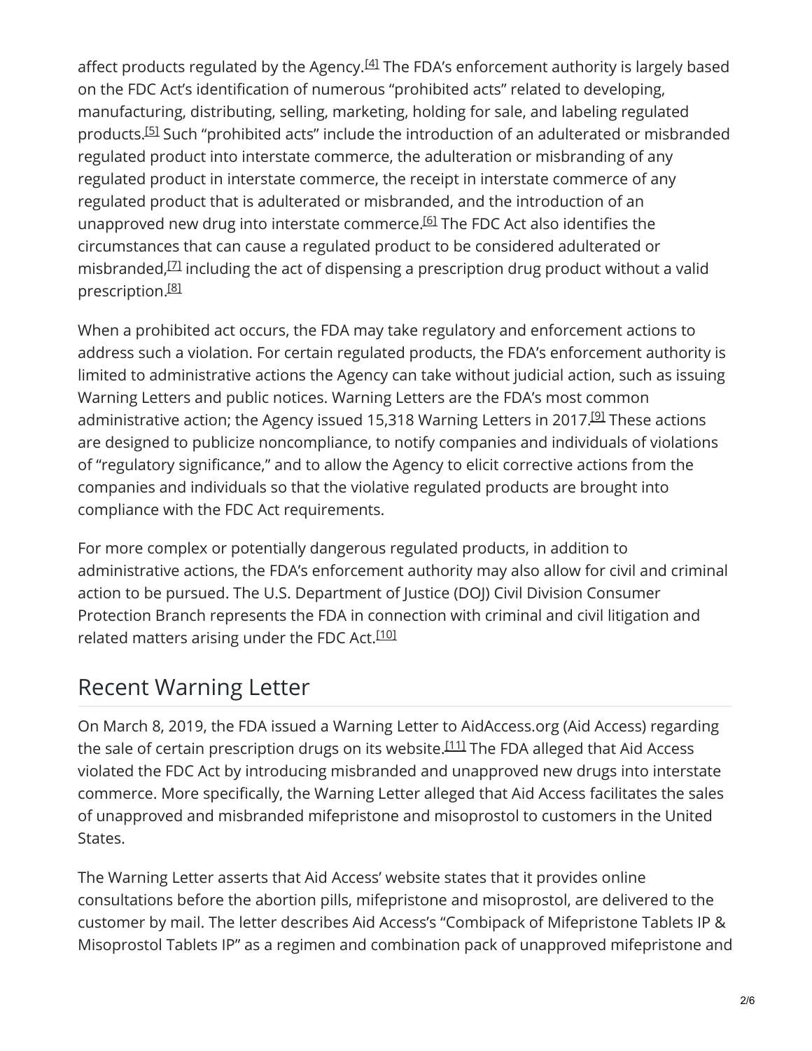affect products regulated by the Agency.[4] The FDA's enforcement authority is largely based on the FDC Act's identification of numerous "prohibited acts" related to developing, manufacturing, distributing, selling, marketing, holding for sale, and labeling regulated products.[5] Such "prohibited acts" include the introduction of an adulterated or misbranded regulated product into interstate commerce, the adulteration or misbranding of any regulated product in interstate commerce, the receipt in interstate commerce of any regulated product that is adulterated or misbranded, and the introduction of an unapproved new drug into interstate commerce.[6] The FDC Act also identifies the circumstances that can cause a regulated product to be considered adulterated or misbranded,[7] including the act of dispensing a prescription drug product without a valid prescription.[8]

When a prohibited act occurs, the FDA may take regulatory and enforcement actions to address such a violation. For certain regulated products, the FDA's enforcement authority is limited to administrative actions the Agency can take without judicial action, such as issuing Warning Letters and public notices. Warning Letters are the FDA's most common administrative action; the Agency issued 15,318 Warning Letters in 2017.[9] These actions are designed to publicize noncompliance, to notify companies and individuals of violations of "regulatory significance," and to allow the Agency to elicit corrective actions from the companies and individuals so that the violative regulated products are brought into compliance with the FDC Act requirements.

For more complex or potentially dangerous regulated products, in addition to administrative actions, the FDA's enforcement authority may also allow for civil and criminal action to be pursued. The U.S. Department of Justice (DOJ) Civil Division Consumer Protection Branch represents the FDA in connection with criminal and civil litigation and related matters arising under the FDC Act.[10]

## Recent Warning Letter

On March 8, 2019, the FDA issued a Warning Letter to AidAccess.org (Aid Access) regarding the sale of certain prescription drugs on its website.[11] The FDA alleged that Aid Access violated the FDC Act by introducing misbranded and unapproved new drugs into interstate commerce. More specifically, the Warning Letter alleged that Aid Access facilitates the sales of unapproved and misbranded mifepristone and misoprostol to customers in the United States.

The Warning Letter asserts that Aid Access' website states that it provides online consultations before the abortion pills, mifepristone and misoprostol, are delivered to the customer by mail. The letter describes Aid Access's "Combipack of Mifepristone Tablets IP & Misoprostol Tablets IP" as a regimen and combination pack of unapproved mifepristone and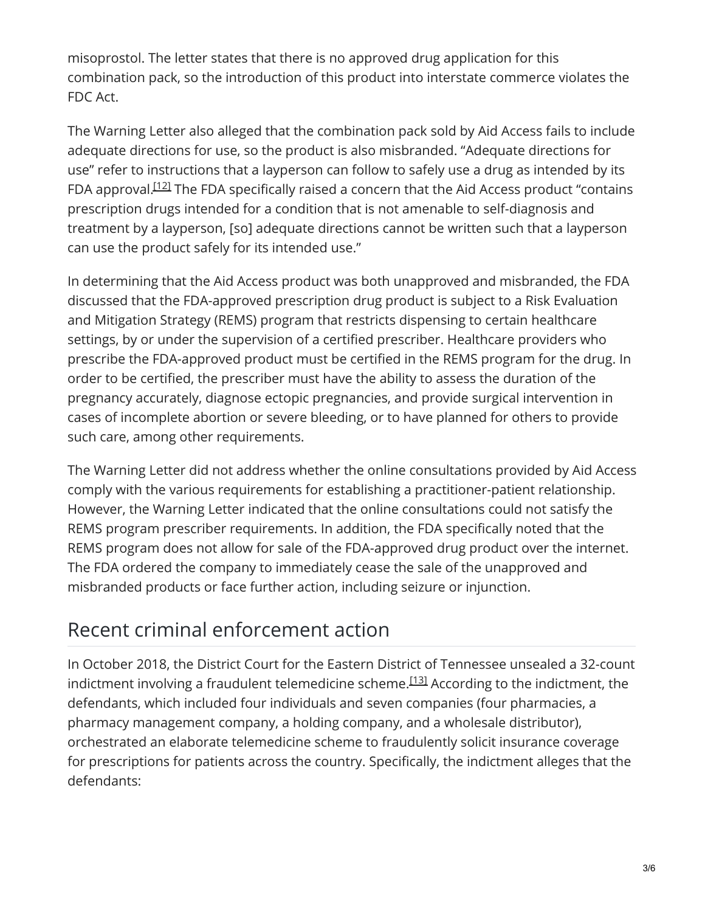misoprostol. The letter states that there is no approved drug application for this combination pack, so the introduction of this product into interstate commerce violates the FDC Act.

The Warning Letter also alleged that the combination pack sold by Aid Access fails to include adequate directions for use, so the product is also misbranded. "Adequate directions for use" refer to instructions that a layperson can follow to safely use a drug as intended by its FDA approval.[12] The FDA specifically raised a concern that the Aid Access product "contains prescription drugs intended for a condition that is not amenable to self-diagnosis and treatment by a layperson, [so] adequate directions cannot be written such that a layperson can use the product safely for its intended use."

In determining that the Aid Access product was both unapproved and misbranded, the FDA discussed that the FDA-approved prescription drug product is subject to a Risk Evaluation and Mitigation Strategy (REMS) program that restricts dispensing to certain healthcare settings, by or under the supervision of a certified prescriber. Healthcare providers who prescribe the FDA-approved product must be certified in the REMS program for the drug. In order to be certified, the prescriber must have the ability to assess the duration of the pregnancy accurately, diagnose ectopic pregnancies, and provide surgical intervention in cases of incomplete abortion or severe bleeding, or to have planned for others to provide such care, among other requirements.

The Warning Letter did not address whether the online consultations provided by Aid Access comply with the various requirements for establishing a practitioner-patient relationship. However, the Warning Letter indicated that the online consultations could not satisfy the REMS program prescriber requirements. In addition, the FDA specifically noted that the REMS program does not allow for sale of the FDA-approved drug product over the internet. The FDA ordered the company to immediately cease the sale of the unapproved and misbranded products or face further action, including seizure or injunction.

## Recent criminal enforcement action

In October 2018, the District Court for the Eastern District of Tennessee unsealed a 32-count indictment involving a fraudulent telemedicine scheme.[13] According to the indictment, the defendants, which included four individuals and seven companies (four pharmacies, a pharmacy management company, a holding company, and a wholesale distributor), orchestrated an elaborate telemedicine scheme to fraudulently solicit insurance coverage for prescriptions for patients across the country. Specifically, the indictment alleges that the defendants: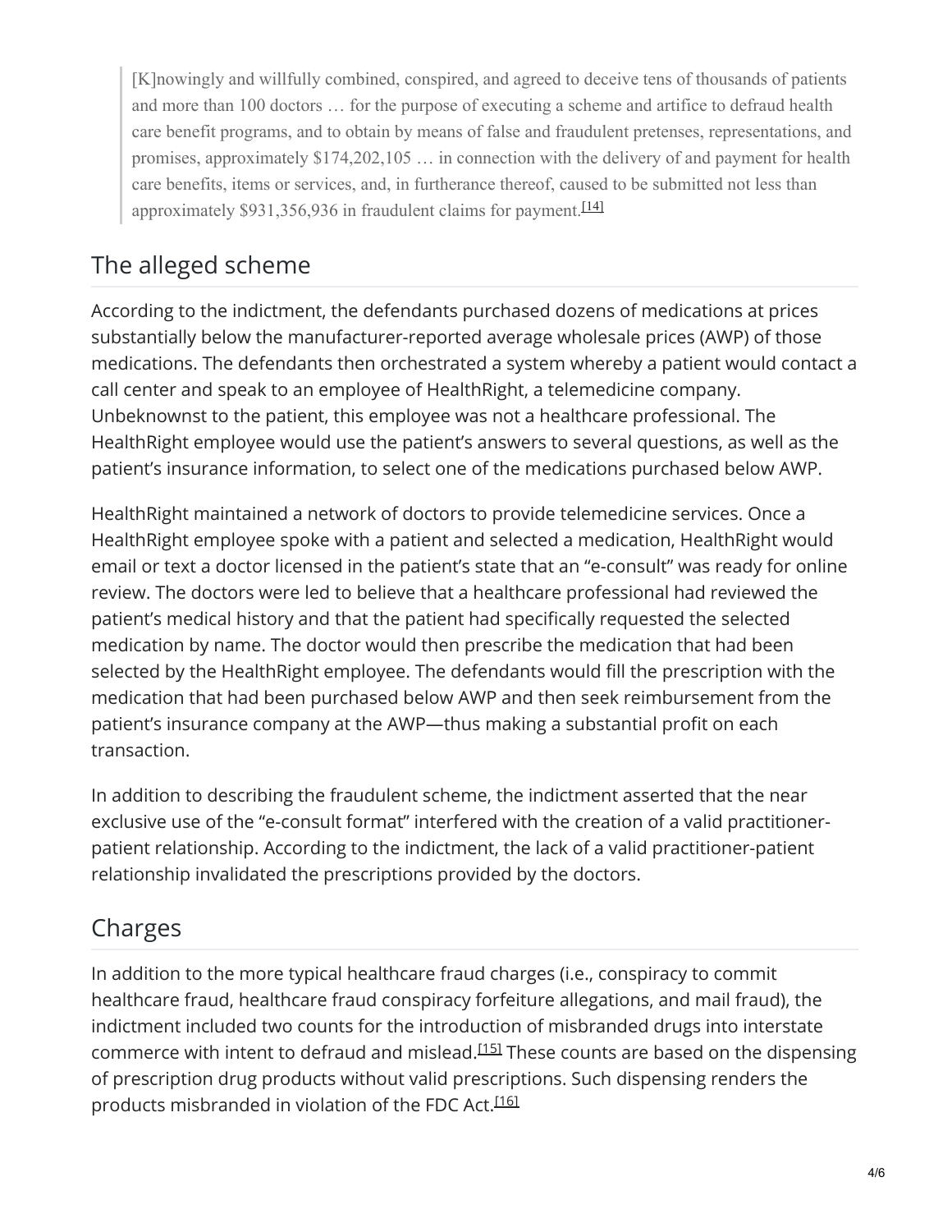> [K]nowingly and willfully combined, conspired, and agreed to deceive tens of thousands of patients and more than 100 doctors … for the purpose of executing a scheme and artifice to defraud health care benefit programs, and to obtain by means of false and fraudulent pretenses, representations, and promises, approximately $174,202,105 … in connection with the delivery of and payment for health care benefits, items or services, and, in furtherance thereof, caused to be submitted not less than approximately $931,356,936 in fraudulent claims for payment.[14]

## The alleged scheme

According to the indictment, the defendants purchased dozens of medications at prices substantially below the manufacturer-reported average wholesale prices (AWP) of those medications. The defendants then orchestrated a system whereby a patient would contact a call center and speak to an employee of HealthRight, a telemedicine company. Unbeknownst to the patient, this employee was not a healthcare professional. The HealthRight employee would use the patient's answers to several questions, as well as the patient's insurance information, to select one of the medications purchased below AWP.

HealthRight maintained a network of doctors to provide telemedicine services. Once a HealthRight employee spoke with a patient and selected a medication, HealthRight would email or text a doctor licensed in the patient's state that an "e-consult" was ready for online review. The doctors were led to believe that a healthcare professional had reviewed the patient's medical history and that the patient had specifically requested the selected medication by name. The doctor would then prescribe the medication that had been selected by the HealthRight employee. The defendants would fill the prescription with the medication that had been purchased below AWP and then seek reimbursement from the patient's insurance company at the AWP—thus making a substantial profit on each transaction.

In addition to describing the fraudulent scheme, the indictment asserted that the near exclusive use of the "e-consult format" interfered with the creation of a valid practitioner-patient relationship. According to the indictment, the lack of a valid practitioner-patient relationship invalidated the prescriptions provided by the doctors.

## Charges

In addition to the more typical healthcare fraud charges (i.e., conspiracy to commit healthcare fraud, healthcare fraud conspiracy forfeiture allegations, and mail fraud), the indictment included two counts for the introduction of misbranded drugs into interstate commerce with intent to defraud and mislead.[15] These counts are based on the dispensing of prescription drug products without valid prescriptions. Such dispensing renders the products misbranded in violation of the FDC Act.[16]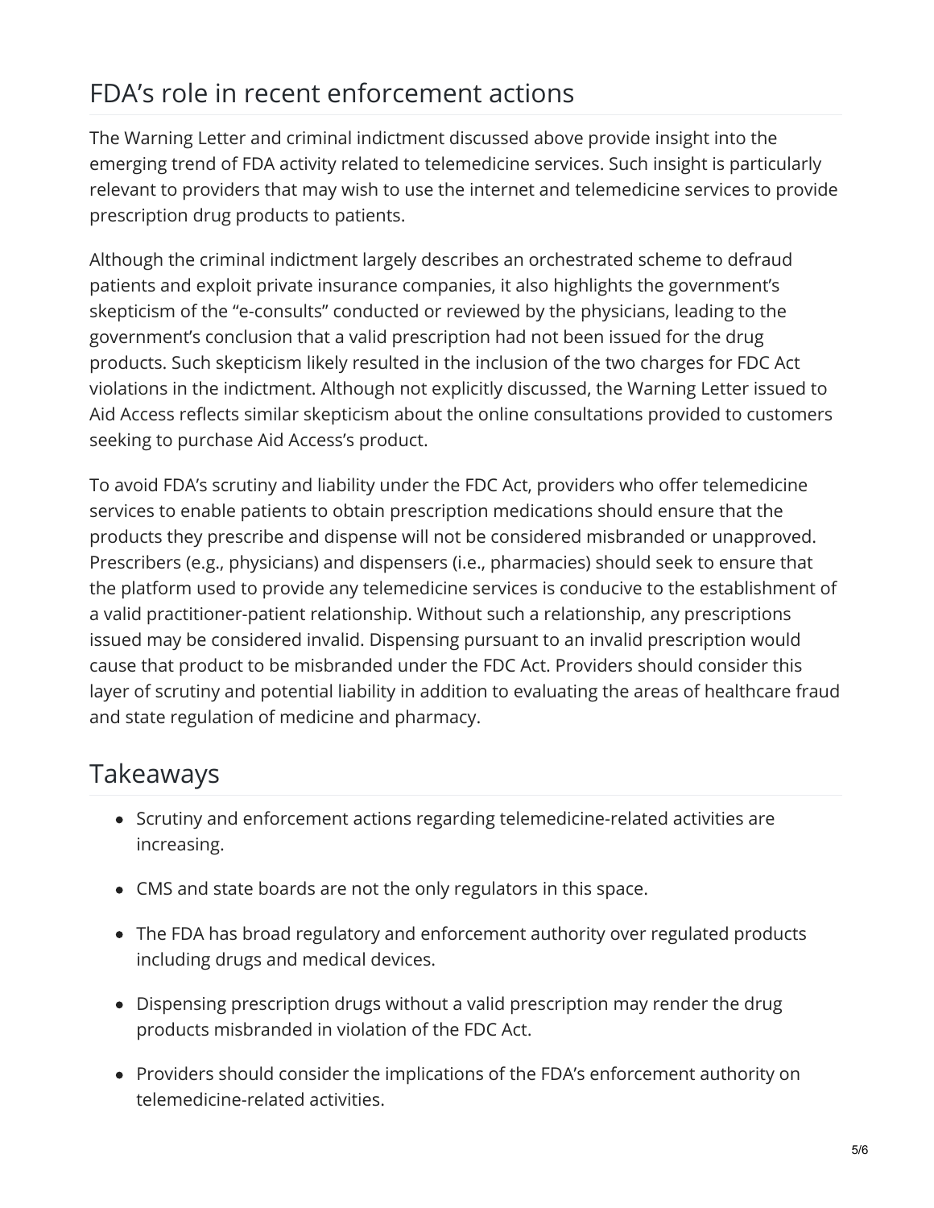## FDA's role in recent enforcement actions

The Warning Letter and criminal indictment discussed above provide insight into the emerging trend of FDA activity related to telemedicine services. Such insight is particularly relevant to providers that may wish to use the internet and telemedicine services to provide prescription drug products to patients.

Although the criminal indictment largely describes an orchestrated scheme to defraud patients and exploit private insurance companies, it also highlights the government's skepticism of the "e-consults" conducted or reviewed by the physicians, leading to the government's conclusion that a valid prescription had not been issued for the drug products. Such skepticism likely resulted in the inclusion of the two charges for FDC Act violations in the indictment. Although not explicitly discussed, the Warning Letter issued to Aid Access reflects similar skepticism about the online consultations provided to customers seeking to purchase Aid Access's product.

To avoid FDA's scrutiny and liability under the FDC Act, providers who offer telemedicine services to enable patients to obtain prescription medications should ensure that the products they prescribe and dispense will not be considered misbranded or unapproved. Prescribers (e.g., physicians) and dispensers (i.e., pharmacies) should seek to ensure that the platform used to provide any telemedicine services is conducive to the establishment of a valid practitioner-patient relationship. Without such a relationship, any prescriptions issued may be considered invalid. Dispensing pursuant to an invalid prescription would cause that product to be misbranded under the FDC Act. Providers should consider this layer of scrutiny and potential liability in addition to evaluating the areas of healthcare fraud and state regulation of medicine and pharmacy.

## Takeaways

- Scrutiny and enforcement actions regarding telemedicine-related activities are increasing.
- CMS and state boards are not the only regulators in this space.
- The FDA has broad regulatory and enforcement authority over regulated products including drugs and medical devices.
- Dispensing prescription drugs without a valid prescription may render the drug products misbranded in violation of the FDC Act.
- Providers should consider the implications of the FDA's enforcement authority on telemedicine-related activities.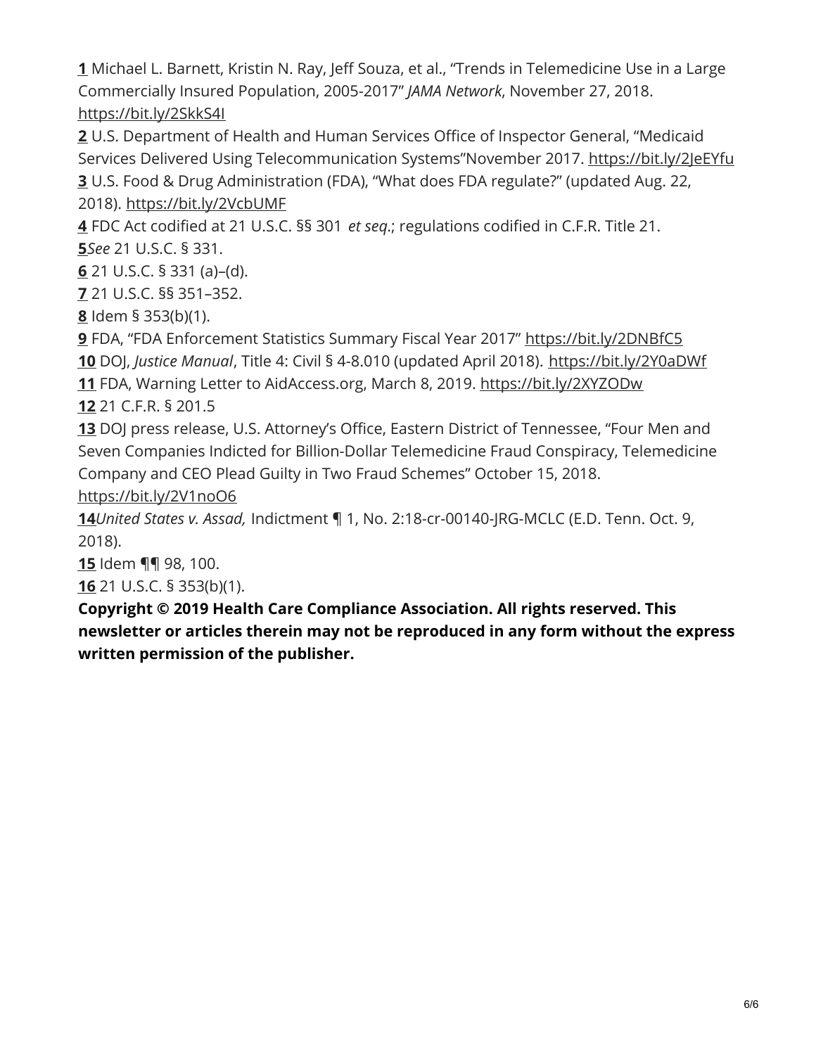**1** Michael L. Barnett, Kristin N. Ray, Jeff Souza, et al., "Trends in Telemedicine Use in a Large Commercially Insured Population, 2005-2017" *JAMA Network*, November 27, 2018. https://bit.ly/2SkkS4I

**2** U.S. Department of Health and Human Services Office of Inspector General, "Medicaid Services Delivered Using Telecommunication Systems"November 2017. https://bit.ly/2JeEYfu

**3** U.S. Food & Drug Administration (FDA), "What does FDA regulate?" (updated Aug. 22, 2018). https://bit.ly/2VcbUMF

**4** FDC Act codified at 21 U.S.C. §§ 301 *et seq*.; regulations codified in C.F.R. Title 21.

**5** *See* 21 U.S.C. § 331.

**6** 21 U.S.C. § 331 (a)–(d).

**7** 21 U.S.C. §§ 351–352.

**8** Idem § 353(b)(1).

**9** FDA, "FDA Enforcement Statistics Summary Fiscal Year 2017" https://bit.ly/2DNBfC5

**10** DOJ, *Justice Manual*, Title 4: Civil § 4-8.010 (updated April 2018). https://bit.ly/2Y0aDWf

**11** FDA, Warning Letter to AidAccess.org, March 8, 2019. https://bit.ly/2XYZODw

**12** 21 C.F.R. § 201.5

**13** DOJ press release, U.S. Attorney's Office, Eastern District of Tennessee, "Four Men and Seven Companies Indicted for Billion-Dollar Telemedicine Fraud Conspiracy, Telemedicine Company and CEO Plead Guilty in Two Fraud Schemes" October 15, 2018. https://bit.ly/2V1noO6

**14** *United States v. Assad,* Indictment ¶ 1, No. 2:18-cr-00140-JRG-MCLC (E.D. Tenn. Oct. 9, 2018).

**15** Idem ¶¶ 98, 100.

**16** 21 U.S.C. § 353(b)(1).

**Copyright © 2019 Health Care Compliance Association. All rights reserved. This newsletter or articles therein may not be reproduced in any form without the express written permission of the publisher.**